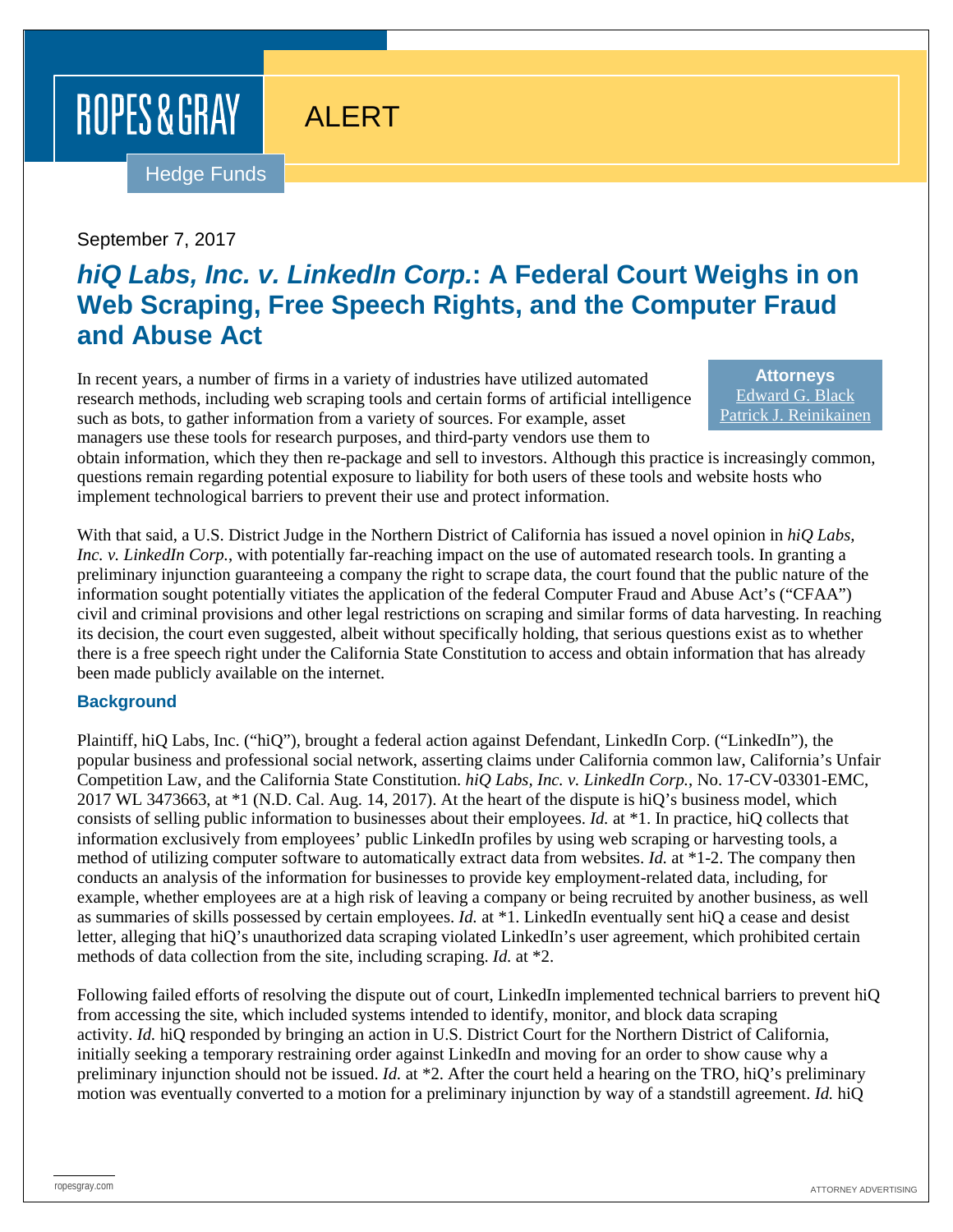ROPES & GRAY

ALERT

Hedge Funds

September 7, 2017

# *hiQ Labs, Inc. v. LinkedIn Corp.*: A Federal Court Weighs in on Web Scraping, Free Speech Rights, and the Computer Fraud and Abuse Act

**Attorneys**
Edward G. Black
Patrick J. Reinikainen

In recent years, a number of firms in a variety of industries have utilized automated research methods, including web scraping tools and certain forms of artificial intelligence such as bots, to gather information from a variety of sources. For example, asset managers use these tools for research purposes, and third-party vendors use them to obtain information, which they then re-package and sell to investors. Although this practice is increasingly common, questions remain regarding potential exposure to liability for both users of these tools and website hosts who implement technological barriers to prevent their use and protect information.

With that said, a U.S. District Judge in the Northern District of California has issued a novel opinion in *hiQ Labs, Inc. v. LinkedIn Corp.*, with potentially far-reaching impact on the use of automated research tools. In granting a preliminary injunction guaranteeing a company the right to scrape data, the court found that the public nature of the information sought potentially vitiates the application of the federal Computer Fraud and Abuse Act's ("CFAA") civil and criminal provisions and other legal restrictions on scraping and similar forms of data harvesting. In reaching its decision, the court even suggested, albeit without specifically holding, that serious questions exist as to whether there is a free speech right under the California State Constitution to access and obtain information that has already been made publicly available on the internet.

## Background

Plaintiff, hiQ Labs, Inc. ("hiQ"), brought a federal action against Defendant, LinkedIn Corp. ("LinkedIn"), the popular business and professional social network, asserting claims under California common law, California's Unfair Competition Law, and the California State Constitution. *hiQ Labs, Inc. v. LinkedIn Corp.*, No. 17-CV-03301-EMC, 2017 WL 3473663, at *1 (N.D. Cal. Aug. 14, 2017). At the heart of the dispute is hiQ's business model, which consists of selling public information to businesses about their employees. *Id.* at *1. In practice, hiQ collects that information exclusively from employees' public LinkedIn profiles by using web scraping or harvesting tools, a method of utilizing computer software to automatically extract data from websites. *Id.* at *1-2. The company then conducts an analysis of the information for businesses to provide key employment-related data, including, for example, whether employees are at a high risk of leaving a company or being recruited by another business, as well as summaries of skills possessed by certain employees. *Id.* at *1. LinkedIn eventually sent hiQ a cease and desist letter, alleging that hiQ's unauthorized data scraping violated LinkedIn's user agreement, which prohibited certain methods of data collection from the site, including scraping. *Id.* at *2.

Following failed efforts of resolving the dispute out of court, LinkedIn implemented technical barriers to prevent hiQ from accessing the site, which included systems intended to identify, monitor, and block data scraping activity. *Id.* hiQ responded by bringing an action in U.S. District Court for the Northern District of California, initially seeking a temporary restraining order against LinkedIn and moving for an order to show cause why a preliminary injunction should not be issued. *Id.* at *2. After the court held a hearing on the TRO, hiQ's preliminary motion was eventually converted to a motion for a preliminary injunction by way of a standstill agreement. *Id.* hiQ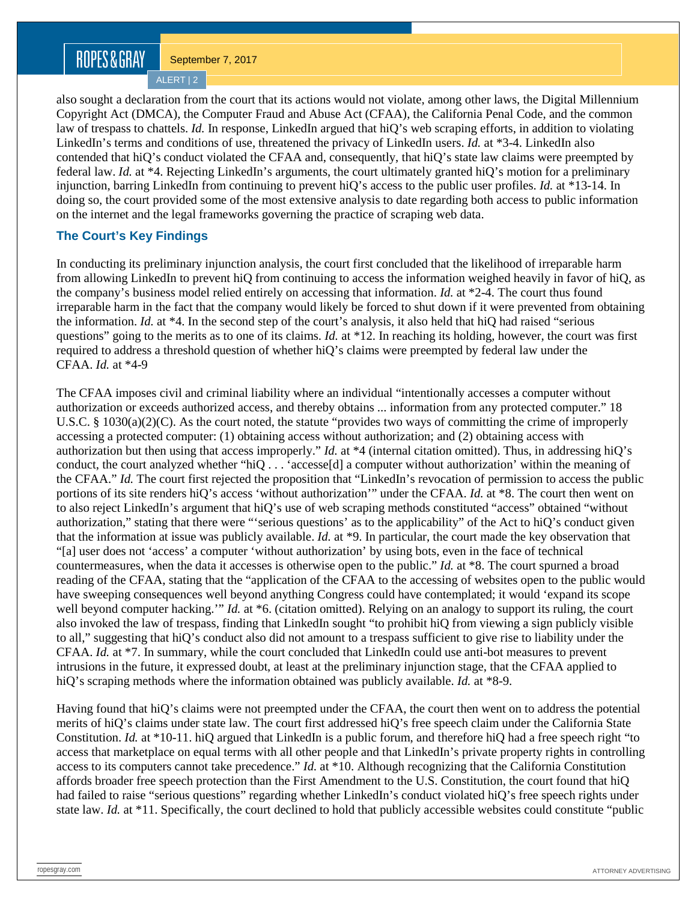also sought a declaration from the court that its actions would not violate, among other laws, the Digital Millennium Copyright Act (DMCA), the Computer Fraud and Abuse Act (CFAA), the California Penal Code, and the common law of trespass to chattels. *Id.* In response, LinkedIn argued that hiQ's web scraping efforts, in addition to violating LinkedIn's terms and conditions of use, threatened the privacy of LinkedIn users. *Id.* at *3-4. LinkedIn also contended that hiQ's conduct violated the CFAA and, consequently, that hiQ's state law claims were preempted by federal law. *Id.* at *4. Rejecting LinkedIn's arguments, the court ultimately granted hiQ's motion for a preliminary injunction, barring LinkedIn from continuing to prevent hiQ's access to the public user profiles. *Id.* at *13-14. In doing so, the court provided some of the most extensive analysis to date regarding both access to public information on the internet and the legal frameworks governing the practice of scraping web data.

## The Court's Key Findings

In conducting its preliminary injunction analysis, the court first concluded that the likelihood of irreparable harm from allowing LinkedIn to prevent hiQ from continuing to access the information weighed heavily in favor of hiQ, as the company's business model relied entirely on accessing that information. *Id.* at *2-4. The court thus found irreparable harm in the fact that the company would likely be forced to shut down if it were prevented from obtaining the information. *Id.* at *4. In the second step of the court's analysis, it also held that hiQ had raised "serious questions" going to the merits as to one of its claims. *Id.* at *12. In reaching its holding, however, the court was first required to address a threshold question of whether hiQ's claims were preempted by federal law under the CFAA. *Id.* at *4-9

The CFAA imposes civil and criminal liability where an individual "intentionally accesses a computer without authorization or exceeds authorized access, and thereby obtains ... information from any protected computer." 18 U.S.C. § 1030(a)(2)(C). As the court noted, the statute "provides two ways of committing the crime of improperly accessing a protected computer: (1) obtaining access without authorization; and (2) obtaining access with authorization but then using that access improperly." *Id.* at *4 (internal citation omitted). Thus, in addressing hiQ's conduct, the court analyzed whether "hiQ . . . 'accesse[d] a computer without authorization' within the meaning of the CFAA." *Id.* The court first rejected the proposition that "LinkedIn's revocation of permission to access the public portions of its site renders hiQ's access 'without authorization'" under the CFAA. *Id.* at *8. The court then went on to also reject LinkedIn's argument that hiQ's use of web scraping methods constituted "access" obtained "without authorization," stating that there were "'serious questions' as to the applicability" of the Act to hiQ's conduct given that the information at issue was publicly available. *Id.* at *9. In particular, the court made the key observation that "[a] user does not 'access' a computer 'without authorization' by using bots, even in the face of technical countermeasures, when the data it accesses is otherwise open to the public." *Id.* at *8. The court spurned a broad reading of the CFAA, stating that the "application of the CFAA to the accessing of websites open to the public would have sweeping consequences well beyond anything Congress could have contemplated; it would 'expand its scope well beyond computer hacking.'" *Id.* at *6. (citation omitted). Relying on an analogy to support its ruling, the court also invoked the law of trespass, finding that LinkedIn sought "to prohibit hiQ from viewing a sign publicly visible to all," suggesting that hiQ's conduct also did not amount to a trespass sufficient to give rise to liability under the CFAA. *Id.* at *7. In summary, while the court concluded that LinkedIn could use anti-bot measures to prevent intrusions in the future, it expressed doubt, at least at the preliminary injunction stage, that the CFAA applied to hiQ's scraping methods where the information obtained was publicly available. *Id.* at *8-9.

Having found that hiQ's claims were not preempted under the CFAA, the court then went on to address the potential merits of hiQ's claims under state law. The court first addressed hiQ's free speech claim under the California State Constitution. *Id.* at *10-11. hiQ argued that LinkedIn is a public forum, and therefore hiQ had a free speech right "to access that marketplace on equal terms with all other people and that LinkedIn's private property rights in controlling access to its computers cannot take precedence." *Id.* at *10. Although recognizing that the California Constitution affords broader free speech protection than the First Amendment to the U.S. Constitution, the court found that hiQ had failed to raise "serious questions" regarding whether LinkedIn's conduct violated hiQ's free speech rights under state law. *Id.* at *11. Specifically, the court declined to hold that publicly accessible websites could constitute "public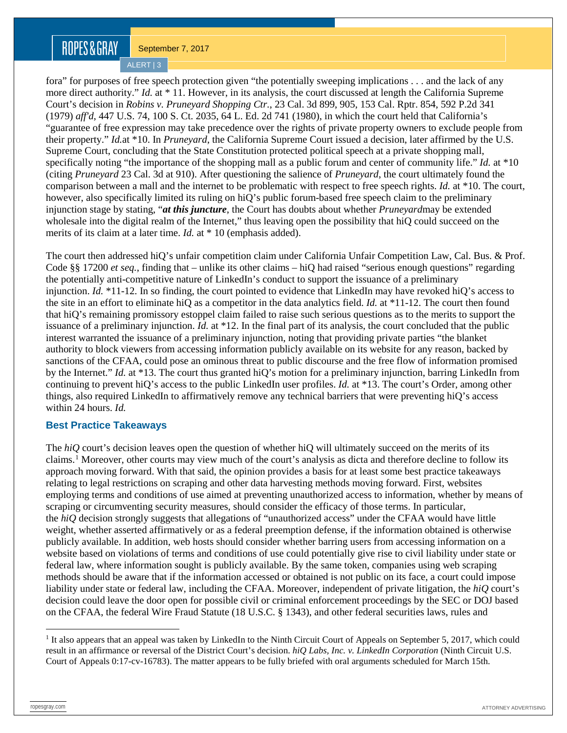fora" for purposes of free speech protection given "the potentially sweeping implications . . . and the lack of any more direct authority." *Id.* at * 11. However, in its analysis, the court discussed at length the California Supreme Court's decision in *Robins v. Pruneyard Shopping Ctr.*, 23 Cal. 3d 899, 905, 153 Cal. Rptr. 854, 592 P.2d 341 (1979) *aff'd*, 447 U.S. 74, 100 S. Ct. 2035, 64 L. Ed. 2d 741 (1980), in which the court held that California's "guarantee of free expression may take precedence over the rights of private property owners to exclude people from their property." *Id.*at *10. In *Pruneyard*, the California Supreme Court issued a decision, later affirmed by the U.S. Supreme Court, concluding that the State Constitution protected political speech at a private shopping mall, specifically noting "the importance of the shopping mall as a public forum and center of community life." *Id.* at *10 (citing *Pruneyard* 23 Cal. 3d at 910). After questioning the salience of *Pruneyard*, the court ultimately found the comparison between a mall and the internet to be problematic with respect to free speech rights. *Id.* at *10. The court, however, also specifically limited its ruling on hiQ's public forum-based free speech claim to the preliminary injunction stage by stating, "***at this juncture***, the Court has doubts about whether *Pruneyard*may be extended wholesale into the digital realm of the Internet," thus leaving open the possibility that hiQ could succeed on the merits of its claim at a later time. *Id.* at * 10 (emphasis added).

The court then addressed hiQ's unfair competition claim under California Unfair Competition Law, Cal. Bus. & Prof. Code §§ 17200 *et seq.*, finding that – unlike its other claims – hiQ had raised "serious enough questions" regarding the potentially anti-competitive nature of LinkedIn's conduct to support the issuance of a preliminary injunction. *Id.* *11-12. In so finding, the court pointed to evidence that LinkedIn may have revoked hiQ's access to the site in an effort to eliminate hiQ as a competitor in the data analytics field. *Id.* at *11-12. The court then found that hiQ's remaining promissory estoppel claim failed to raise such serious questions as to the merits to support the issuance of a preliminary injunction. *Id.* at *12. In the final part of its analysis, the court concluded that the public interest warranted the issuance of a preliminary injunction, noting that providing private parties "the blanket authority to block viewers from accessing information publicly available on its website for any reason, backed by sanctions of the CFAA, could pose an ominous threat to public discourse and the free flow of information promised by the Internet." *Id.* at *13. The court thus granted hiQ's motion for a preliminary injunction, barring LinkedIn from continuing to prevent hiQ's access to the public LinkedIn user profiles. *Id.* at *13. The court's Order, among other things, also required LinkedIn to affirmatively remove any technical barriers that were preventing hiQ's access within 24 hours. *Id.*

## Best Practice Takeaways

The *hiQ* court's decision leaves open the question of whether hiQ will ultimately succeed on the merits of its claims.[1] Moreover, other courts may view much of the court's analysis as dicta and therefore decline to follow its approach moving forward. With that said, the opinion provides a basis for at least some best practice takeaways relating to legal restrictions on scraping and other data harvesting methods moving forward. First, websites employing terms and conditions of use aimed at preventing unauthorized access to information, whether by means of scraping or circumventing security measures, should consider the efficacy of those terms. In particular, the *hiQ* decision strongly suggests that allegations of "unauthorized access" under the CFAA would have little weight, whether asserted affirmatively or as a federal preemption defense, if the information obtained is otherwise publicly available. In addition, web hosts should consider whether barring users from accessing information on a website based on violations of terms and conditions of use could potentially give rise to civil liability under state or federal law, where information sought is publicly available. By the same token, companies using web scraping methods should be aware that if the information accessed or obtained is not public on its face, a court could impose liability under state or federal law, including the CFAA. Moreover, independent of private litigation, the *hiQ* court's decision could leave the door open for possible civil or criminal enforcement proceedings by the SEC or DOJ based on the CFAA, the federal Wire Fraud Statute (18 U.S.C. § 1343), and other federal securities laws, rules and

---

[1] It also appears that an appeal was taken by LinkedIn to the Ninth Circuit Court of Appeals on September 5, 2017, which could result in an affirmance or reversal of the District Court's decision. *hiQ Labs, Inc. v. LinkedIn Corporation* (Ninth Circuit U.S. Court of Appeals 0:17-cv-16783). The matter appears to be fully briefed with oral arguments scheduled for March 15th.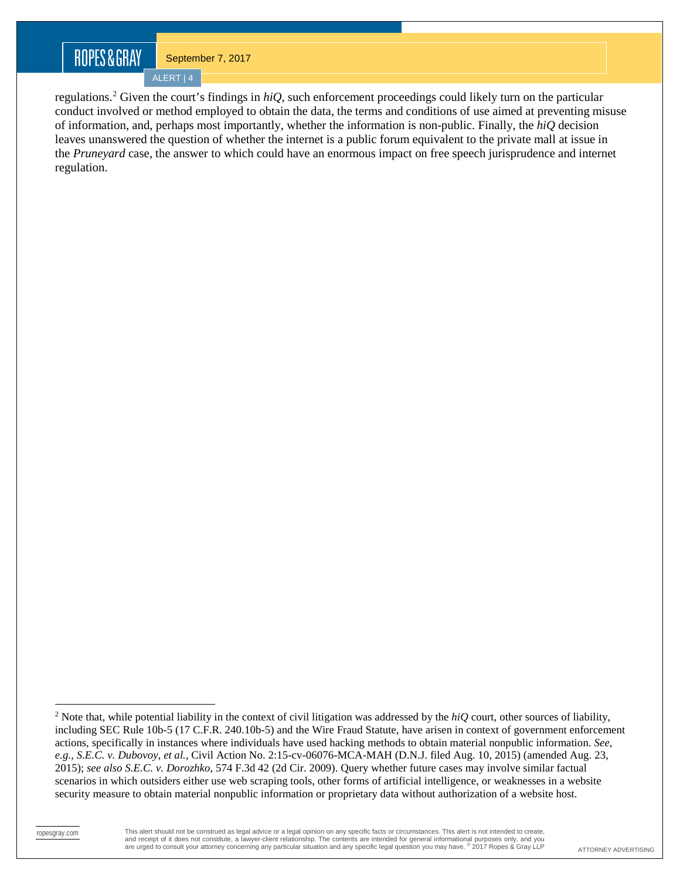regulations.[2] Given the court's findings in *hiQ*, such enforcement proceedings could likely turn on the particular conduct involved or method employed to obtain the data, the terms and conditions of use aimed at preventing misuse of information, and, perhaps most importantly, whether the information is non-public. Finally, the *hiQ* decision leaves unanswered the question of whether the internet is a public forum equivalent to the private mall at issue in the *Pruneyard* case, the answer to which could have an enormous impact on free speech jurisprudence and internet regulation.

---

[2] Note that, while potential liability in the context of civil litigation was addressed by the *hiQ* court, other sources of liability, including SEC Rule 10b-5 (17 C.F.R. 240.10b-5) and the Wire Fraud Statute, have arisen in context of government enforcement actions, specifically in instances where individuals have used hacking methods to obtain material nonpublic information. *See, e.g., S.E.C. v. Dubovoy, et al.*, Civil Action No. 2:15-cv-06076-MCA-MAH (D.N.J. filed Aug. 10, 2015) (amended Aug. 23, 2015); *see also S.E.C. v. Dorozhko*, 574 F.3d 42 (2d Cir. 2009). Query whether future cases may involve similar factual scenarios in which outsiders either use web scraping tools, other forms of artificial intelligence, or weaknesses in a website security measure to obtain material nonpublic information or proprietary data without authorization of a website host.

This alert should not be construed as legal advice or a legal opinion on any specific facts or circumstances. This alert is not intended to create, and receipt of it does not constitute, a lawyer-client relationship. The contents are intended for general informational purposes only, and you are urged to consult your attorney concerning any particular situation and any specific legal question you may have. © 2017 Ropes & Gray LLP

ATTORNEY ADVERTISING